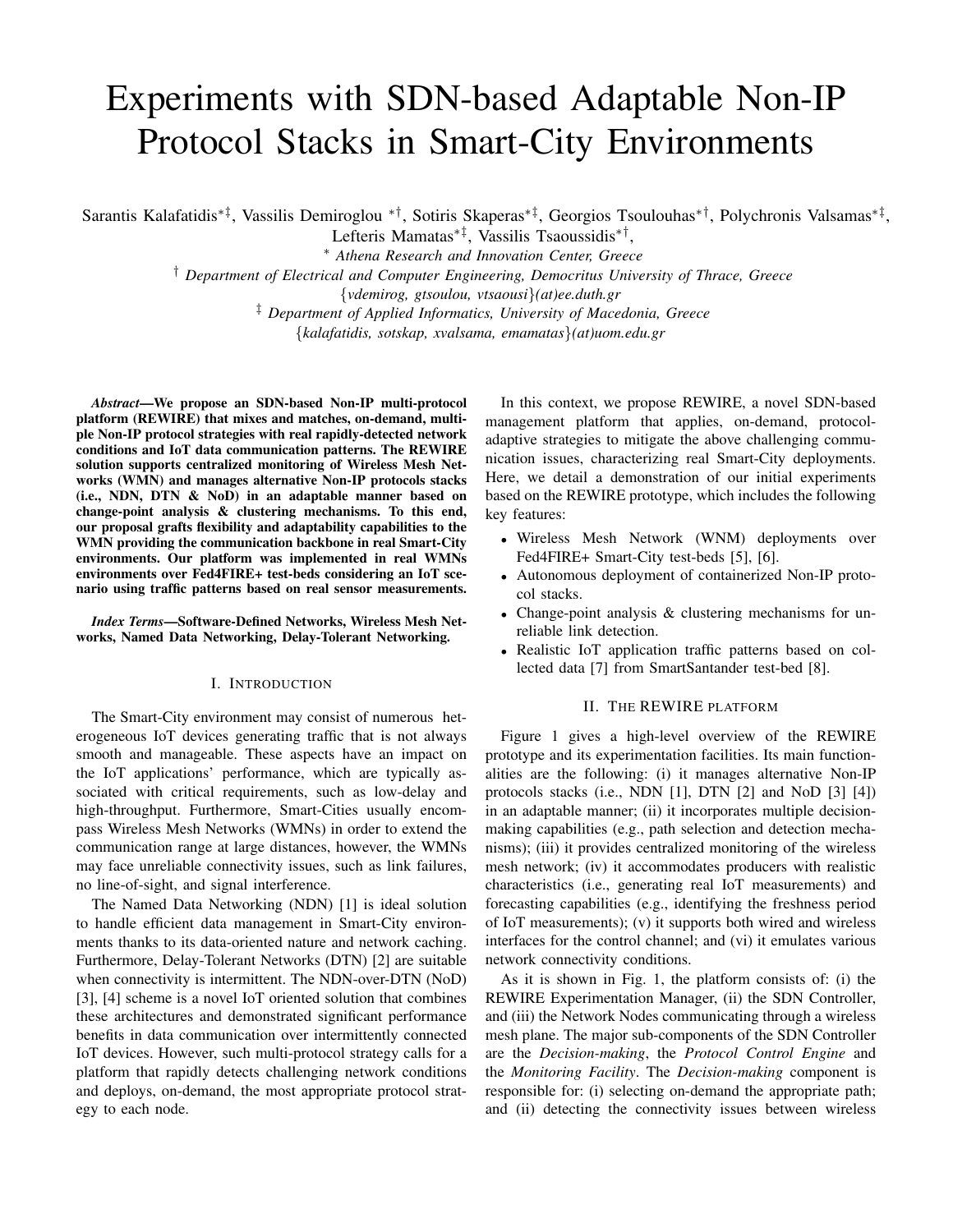# Experiments with SDN-based Adaptable Non-IP Protocol Stacks in Smart-City Environments

Sarantis Kalafatidis[∗‡], Vassilis Demiroglou [∗†], Sotiris Skaperas[∗‡], Georgios Tsoulouhas[∗†], Polychronis Valsamas[∗‡], Lefteris Mamatas[∗‡], Vassilis Tsaoussidis[∗†],

[∗] *Athena Research and Innovation Center, Greece*

[†] *Department of Electrical and Computer Engineering, Democritus University of Thrace, Greece*

{*vdemirog, gtsoulou, vtsaousi*}*(at)ee.duth.gr*

[‡] *Department of Applied Informatics, University of Macedonia, Greece*

{*kalafatidis, sotskap, xvalsama, emamatas*}*(at)uom.edu.gr*

***Abstract*—We propose an SDN-based Non-IP multi-protocol platform (REWIRE) that mixes and matches, on-demand, multiple Non-IP protocol strategies with real rapidly-detected network conditions and IoT data communication patterns. The REWIRE solution supports centralized monitoring of Wireless Mesh Networks (WMN) and manages alternative Non-IP protocols stacks (i.e., NDN, DTN & NoD) in an adaptable manner based on change-point analysis & clustering mechanisms. To this end, our proposal grafts flexibility and adaptability capabilities to the WMN providing the communication backbone in real Smart-City environments. Our platform was implemented in real WMNs environments over Fed4FIRE+ test-beds considering an IoT scenario using traffic patterns based on real sensor measurements.**

***Index Terms*—Software-Defined Networks, Wireless Mesh Networks, Named Data Networking, Delay-Tolerant Networking.**

## I. Introduction

The Smart-City environment may consist of numerous heterogeneous IoT devices generating traffic that is not always smooth and manageable. These aspects have an impact on the IoT applications' performance, which are typically associated with critical requirements, such as low-delay and high-throughput. Furthermore, Smart-Cities usually encompass Wireless Mesh Networks (WMNs) in order to extend the communication range at large distances, however, the WMNs may face unreliable connectivity issues, such as link failures, no line-of-sight, and signal interference.

The Named Data Networking (NDN) [1] is ideal solution to handle efficient data management in Smart-City environments thanks to its data-oriented nature and network caching. Furthermore, Delay-Tolerant Networks (DTN) [2] are suitable when connectivity is intermittent. The NDN-over-DTN (NoD) [3], [4] scheme is a novel IoT oriented solution that combines these architectures and demonstrated significant performance benefits in data communication over intermittently connected IoT devices. However, such multi-protocol strategy calls for a platform that rapidly detects challenging network conditions and deploys, on-demand, the most appropriate protocol strategy to each node.

In this context, we propose REWIRE, a novel SDN-based management platform that applies, on-demand, protocol-adaptive strategies to mitigate the above challenging communication issues, characterizing real Smart-City deployments. Here, we detail a demonstration of our initial experiments based on the REWIRE prototype, which includes the following key features:

- Wireless Mesh Network (WNM) deployments over Fed4FIRE+ Smart-City test-beds [5], [6].
- Autonomous deployment of containerized Non-IP protocol stacks.
- Change-point analysis & clustering mechanisms for unreliable link detection.
- Realistic IoT application traffic patterns based on collected data [7] from SmartSantander test-bed [8].

## II. The REWIRE platform

Figure 1 gives a high-level overview of the REWIRE prototype and its experimentation facilities. Its main functionalities are the following: (i) it manages alternative Non-IP protocols stacks (i.e., NDN [1], DTN [2] and NoD [3] [4]) in an adaptable manner; (ii) it incorporates multiple decision-making capabilities (e.g., path selection and detection mechanisms); (iii) it provides centralized monitoring of the wireless mesh network; (iv) it accommodates producers with realistic characteristics (i.e., generating real IoT measurements) and forecasting capabilities (e.g., identifying the freshness period of IoT measurements); (v) it supports both wired and wireless interfaces for the control channel; and (vi) it emulates various network connectivity conditions.

As it is shown in Fig. 1, the platform consists of: (i) the REWIRE Experimentation Manager, (ii) the SDN Controller, and (iii) the Network Nodes communicating through a wireless mesh plane. The major sub-components of the SDN Controller are the *Decision-making*, the *Protocol Control Engine* and the *Monitoring Facility*. The *Decision-making* component is responsible for: (i) selecting on-demand the appropriate path; and (ii) detecting the connectivity issues between wireless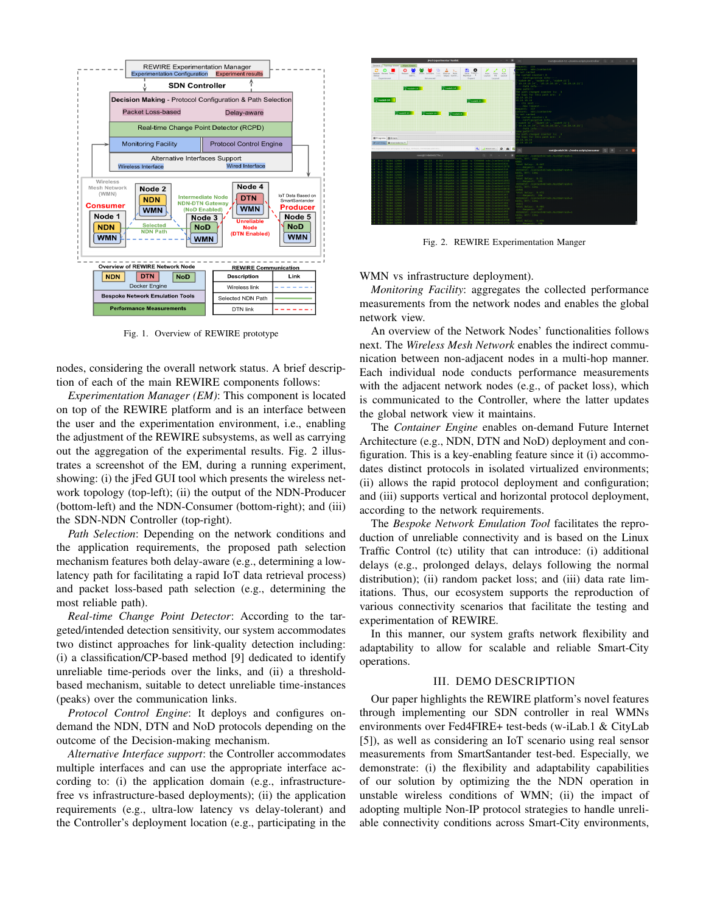Fig. 1. Overview of REWIRE prototype

Fig. 2. REWIRE Experimentation Manger

nodes, considering the overall network status. A brief description of each of the main REWIRE components follows:

*Experimentation Manager (EM)*: This component is located on top of the REWIRE platform and is an interface between the user and the experimentation environment, i.e., enabling the adjustment of the REWIRE subsystems, as well as carrying out the aggregation of the experimental results. Fig. 2 illustrates a screenshot of the EM, during a running experiment, showing: (i) the jFed GUI tool which presents the wireless network topology (top-left); (ii) the output of the NDN-Producer (bottom-left) and the NDN-Consumer (bottom-right); and (iii) the SDN-NDN Controller (top-right).

*Path Selection*: Depending on the network conditions and the application requirements, the proposed path selection mechanism features both delay-aware (e.g., determining a low-latency path for facilitating a rapid IoT data retrieval process) and packet loss-based path selection (e.g., determining the most reliable path).

*Real-time Change Point Detector*: According to the targeted/intended detection sensitivity, our system accommodates two distinct approaches for link-quality detection including: (i) a classification/CP-based method [9] dedicated to identify unreliable time-periods over the links, and (ii) a threshold-based mechanism, suitable to detect unreliable time-instances (peaks) over the communication links.

*Protocol Control Engine*: It deploys and configures on-demand the NDN, DTN and NoD protocols depending on the outcome of the Decision-making mechanism.

*Alternative Interface support*: the Controller accommodates multiple interfaces and can use the appropriate interface according to: (i) the application domain (e.g., infrastructure-free vs infrastructure-based deployments); (ii) the application requirements (e.g., ultra-low latency vs delay-tolerant) and the Controller's deployment location (e.g., participating in the WMN vs infrastructure deployment).

*Monitoring Facility*: aggregates the collected performance measurements from the network nodes and enables the global network view.

An overview of the Network Nodes' functionalities follows next. The *Wireless Mesh Network* enables the indirect communication between non-adjacent nodes in a multi-hop manner. Each individual node conducts performance measurements with the adjacent network nodes (e.g., of packet loss), which is communicated to the Controller, where the latter updates the global network view it maintains.

The *Container Engine* enables on-demand Future Internet Architecture (e.g., NDN, DTN and NoD) deployment and configuration. This is a key-enabling feature since it (i) accommodates distinct protocols in isolated virtualized environments; (ii) allows the rapid protocol deployment and configuration; and (iii) supports vertical and horizontal protocol deployment, according to the network requirements.

The *Bespoke Network Emulation Tool* facilitates the reproduction of unreliable connectivity and is based on the Linux Traffic Control (tc) utility that can introduce: (i) additional delays (e.g., prolonged delays, delays following the normal distribution); (ii) random packet loss; and (iii) data rate limitations. Thus, our ecosystem supports the reproduction of various connectivity scenarios that facilitate the testing and experimentation of REWIRE.

In this manner, our system grafts network flexibility and adaptability to allow for scalable and reliable Smart-City operations.

## III. Demo Description

Our paper highlights the REWIRE platform's novel features through implementing our SDN controller in real WMNs environments over Fed4FIRE+ test-beds (w-iLab.1 & CityLab [5]), as well as considering an IoT scenario using real sensor measurements from SmartSantander test-bed. Especially, we demonstrate: (i) the flexibility and adaptability capabilities of our solution by optimizing the the NDN operation in unstable wireless conditions of WMN; (ii) the impact of adopting multiple Non-IP protocol strategies to handle unreliable connectivity conditions across Smart-City environments,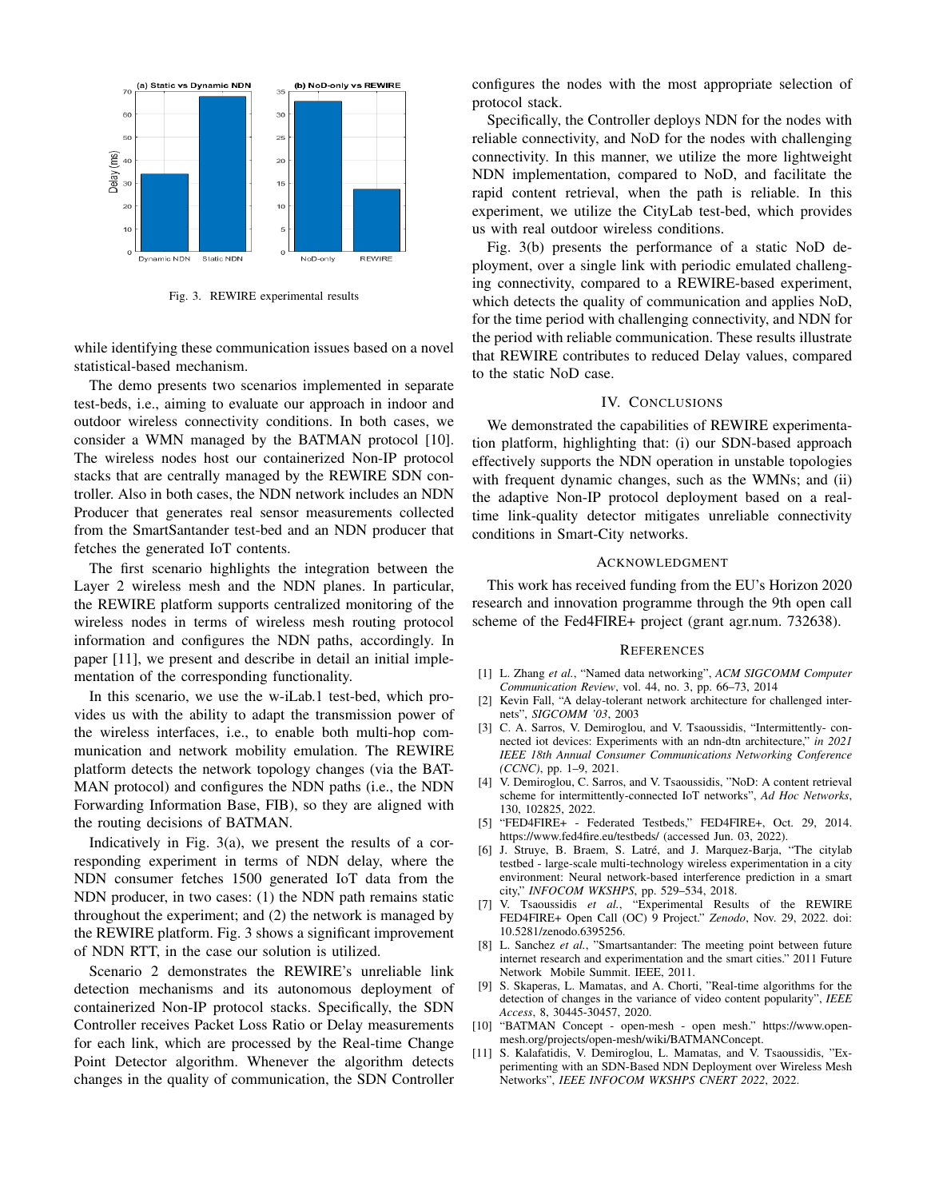(a) Static vs Dynamic NDN

Delay (ms)

70
60
50
40
30
20
10
0

Dynamic NDN
Static NDN

(b) NoD-only vs REWIRE

35
30
25
20
15
10
5
0

NoD-only
REWIRE

Fig. 3. REWIRE experimental results

while identifying these communication issues based on a novel statistical-based mechanism.

The demo presents two scenarios implemented in separate test-beds, i.e., aiming to evaluate our approach in indoor and outdoor wireless connectivity conditions. In both cases, we consider a WMN managed by the BATMAN protocol [10]. The wireless nodes host our containerized Non-IP protocol stacks that are centrally managed by the REWIRE SDN controller. Also in both cases, the NDN network includes an NDN Producer that generates real sensor measurements collected from the SmartSantander test-bed and an NDN producer that fetches the generated IoT contents.

The first scenario highlights the integration between the Layer 2 wireless mesh and the NDN planes. In particular, the REWIRE platform supports centralized monitoring of the wireless nodes in terms of wireless mesh routing protocol information and configures the NDN paths, accordingly. In paper [11], we present and describe in detail an initial implementation of the corresponding functionality.

In this scenario, we use the w-iLab.1 test-bed, which provides us with the ability to adapt the transmission power of the wireless interfaces, i.e., to enable both multi-hop communication and network mobility emulation. The REWIRE platform detects the network topology changes (via the BATMAN protocol) and configures the NDN paths (i.e., the NDN Forwarding Information Base, FIB), so they are aligned with the routing decisions of BATMAN.

Indicatively in Fig. 3(a), we present the results of a corresponding experiment in terms of NDN delay, where the NDN consumer fetches 1500 generated IoT data from the NDN producer, in two cases: (1) the NDN path remains static throughout the experiment; and (2) the network is managed by the REWIRE platform. Fig. 3 shows a significant improvement of NDN RTT, in the case our solution is utilized.

Scenario 2 demonstrates the REWIRE's unreliable link detection mechanisms and its autonomous deployment of containerized Non-IP protocol stacks. Specifically, the SDN Controller receives Packet Loss Ratio or Delay measurements for each link, which are processed by the Real-time Change Point Detector algorithm. Whenever the algorithm detects changes in the quality of communication, the SDN Controller configures the nodes with the most appropriate selection of protocol stack.

Specifically, the Controller deploys NDN for the nodes with reliable connectivity, and NoD for the nodes with challenging connectivity. In this manner, we utilize the more lightweight NDN implementation, compared to NoD, and facilitate the rapid content retrieval, when the path is reliable. In this experiment, we utilize the CityLab test-bed, which provides us with real outdoor wireless conditions.

Fig. 3(b) presents the performance of a static NoD deployment, over a single link with periodic emulated challenging connectivity, compared to a REWIRE-based experiment, which detects the quality of communication and applies NoD, for the time period with challenging connectivity, and NDN for the period with reliable communication. These results illustrate that REWIRE contributes to reduced Delay values, compared to the static NoD case.

## IV. Conclusions

We demonstrated the capabilities of REWIRE experimentation platform, highlighting that: (i) our SDN-based approach effectively supports the NDN operation in unstable topologies with frequent dynamic changes, such as the WMNs; and (ii) the adaptive Non-IP protocol deployment based on a real-time link-quality detector mitigates unreliable connectivity conditions in Smart-City networks.

## Acknowledgment

This work has received funding from the EU's Horizon 2020 research and innovation programme through the 9th open call scheme of the Fed4FIRE+ project (grant agr.num. 732638).

## References

[1] L. Zhang *et al.*, "Named data networking", *ACM SIGCOMM Computer Communication Review*, vol. 44, no. 3, pp. 66–73, 2014

[2] Kevin Fall, "A delay-tolerant network architecture for challenged internets", *SIGCOMM '03*, 2003

[3] C. A. Sarros, V. Demiroglou, and V. Tsaoussidis, "Intermittently- connected iot devices: Experiments with an ndn-dtn architecture," *in 2021 IEEE 18th Annual Consumer Communications Networking Conference (CCNC)*, pp. 1–9, 2021.

[4] V. Demiroglou, C. Sarros, and V. Tsaoussidis, "NoD: A content retrieval scheme for intermittently-connected IoT networks", *Ad Hoc Networks*, 130, 102825, 2022.

[5] "FED4FIRE+ - Federated Testbeds," FED4FIRE+, Oct. 29, 2014. https://www.fed4fire.eu/testbeds/ (accessed Jun. 03, 2022).

[6] J. Struye, B. Braem, S. Latré, and J. Marquez-Barja, "The citylab testbed - large-scale multi-technology wireless experimentation in a city environment: Neural network-based interference prediction in a smart city," *INFOCOM WKSHPS*, pp. 529–534, 2018.

[7] V. Tsaoussidis *et al.*, "Experimental Results of the REWIRE FED4FIRE+ Open Call (OC) 9 Project." *Zenodo*, Nov. 29, 2022. doi: 10.5281/zenodo.6395256.

[8] L. Sanchez *et al.*, "Smartsantander: The meeting point between future internet research and experimentation and the smart cities." 2011 Future Network Mobile Summit. IEEE, 2011.

[9] S. Skaperas, L. Mamatas, and A. Chorti, "Real-time algorithms for the detection of changes in the variance of video content popularity", *IEEE Access*, 8, 30445-30457, 2020.

[10] "BATMAN Concept - open-mesh - open mesh." https://www.open-mesh.org/projects/open-mesh/wiki/BATMANConcept.

[11] S. Kalafatidis, V. Demiroglou, L. Mamatas, and V. Tsaoussidis, "Experimenting with an SDN-Based NDN Deployment over Wireless Mesh Networks", *IEEE INFOCOM WKSHPS CNERT 2022*, 2022.